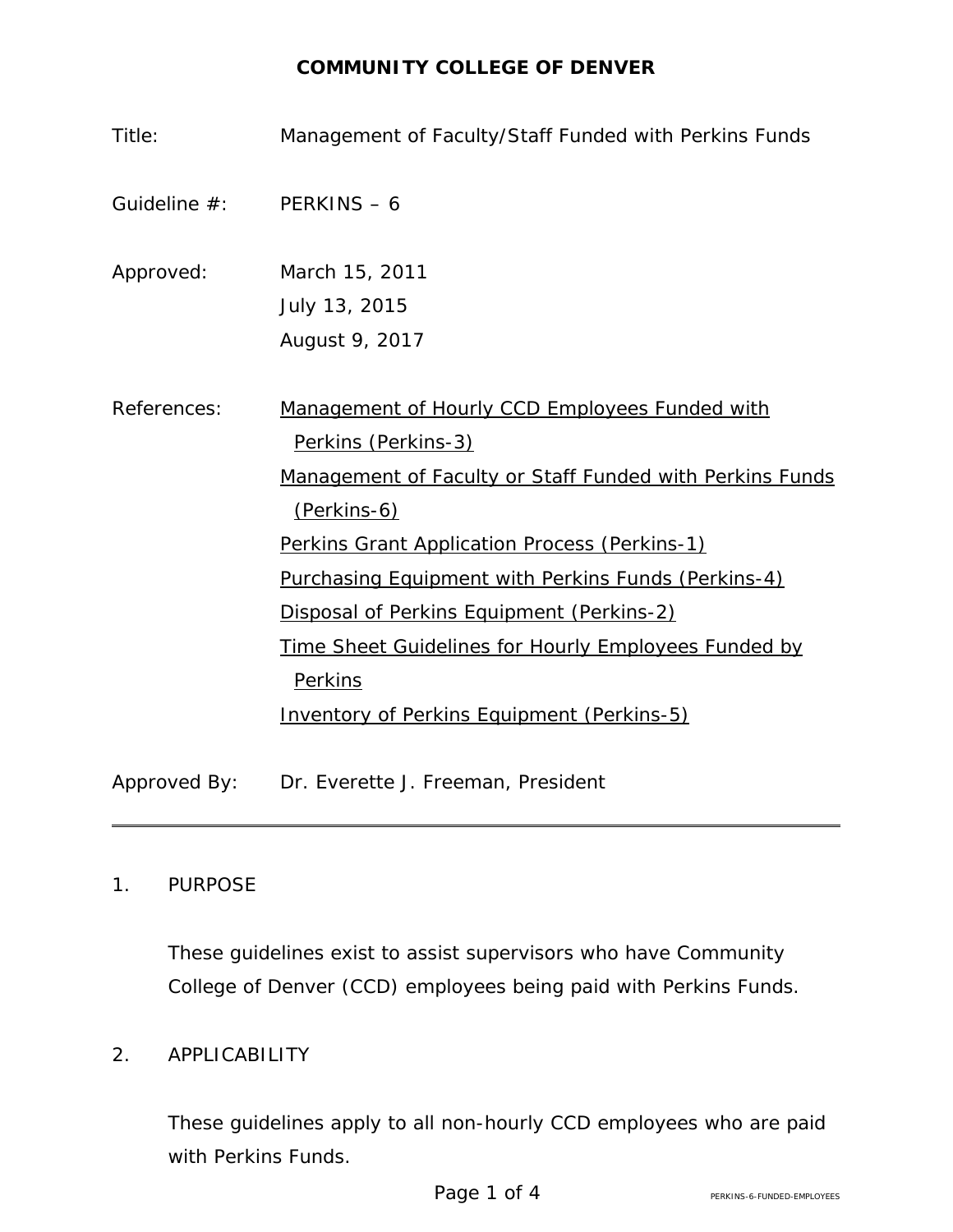# COMMUNITY COLLEGE OF DENVER

| | |
|---|---|
| Title: | Management of Faculty/Staff Funded with Perkins Funds |
| Guideline #: | PERKINS – 6 |
| Approved: | March 15, 2011<br>July 13, 2015<br>August 9, 2017 |
| References: | Management of Hourly CCD Employees Funded with Perkins (Perkins-3)<br>Management of Faculty or Staff Funded with Perkins Funds (Perkins-6)<br>Perkins Grant Application Process (Perkins-1)<br>Purchasing Equipment with Perkins Funds (Perkins-4)<br>Disposal of Perkins Equipment (Perkins-2)<br>Time Sheet Guidelines for Hourly Employees Funded by Perkins<br>Inventory of Perkins Equipment (Perkins-5) |
| Approved By: | Dr. Everette J. Freeman, President |

---

1. PURPOSE

   These guidelines exist to assist supervisors who have Community College of Denver (CCD) employees being paid with Perkins Funds.

2. APPLICABILITY

   These guidelines apply to all non-hourly CCD employees who are paid with Perkins Funds.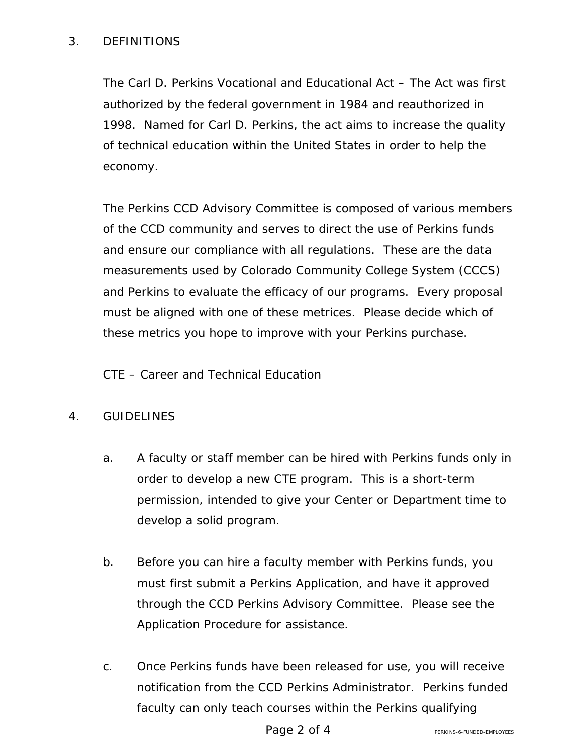## 3. DEFINITIONS

The Carl D. Perkins Vocational and Educational Act – The Act was first authorized by the federal government in 1984 and reauthorized in 1998. Named for Carl D. Perkins, the act aims to increase the quality of technical education within the United States in order to help the economy.

The Perkins CCD Advisory Committee is composed of various members of the CCD community and serves to direct the use of Perkins funds and ensure our compliance with all regulations. These are the data measurements used by Colorado Community College System (CCCS) and Perkins to evaluate the efficacy of our programs. Every proposal must be aligned with one of these metrices. Please decide which of these metrics you hope to improve with your Perkins purchase.

CTE – Career and Technical Education

## 4. GUIDELINES

a. A faculty or staff member can be hired with Perkins funds only in order to develop a new CTE program. This is a short-term permission, intended to give your Center or Department time to develop a solid program.

b. Before you can hire a faculty member with Perkins funds, you must first submit a Perkins Application, and have it approved through the CCD Perkins Advisory Committee. Please see the Application Procedure for assistance.

c. Once Perkins funds have been released for use, you will receive notification from the CCD Perkins Administrator. Perkins funded faculty can only teach courses within the Perkins qualifying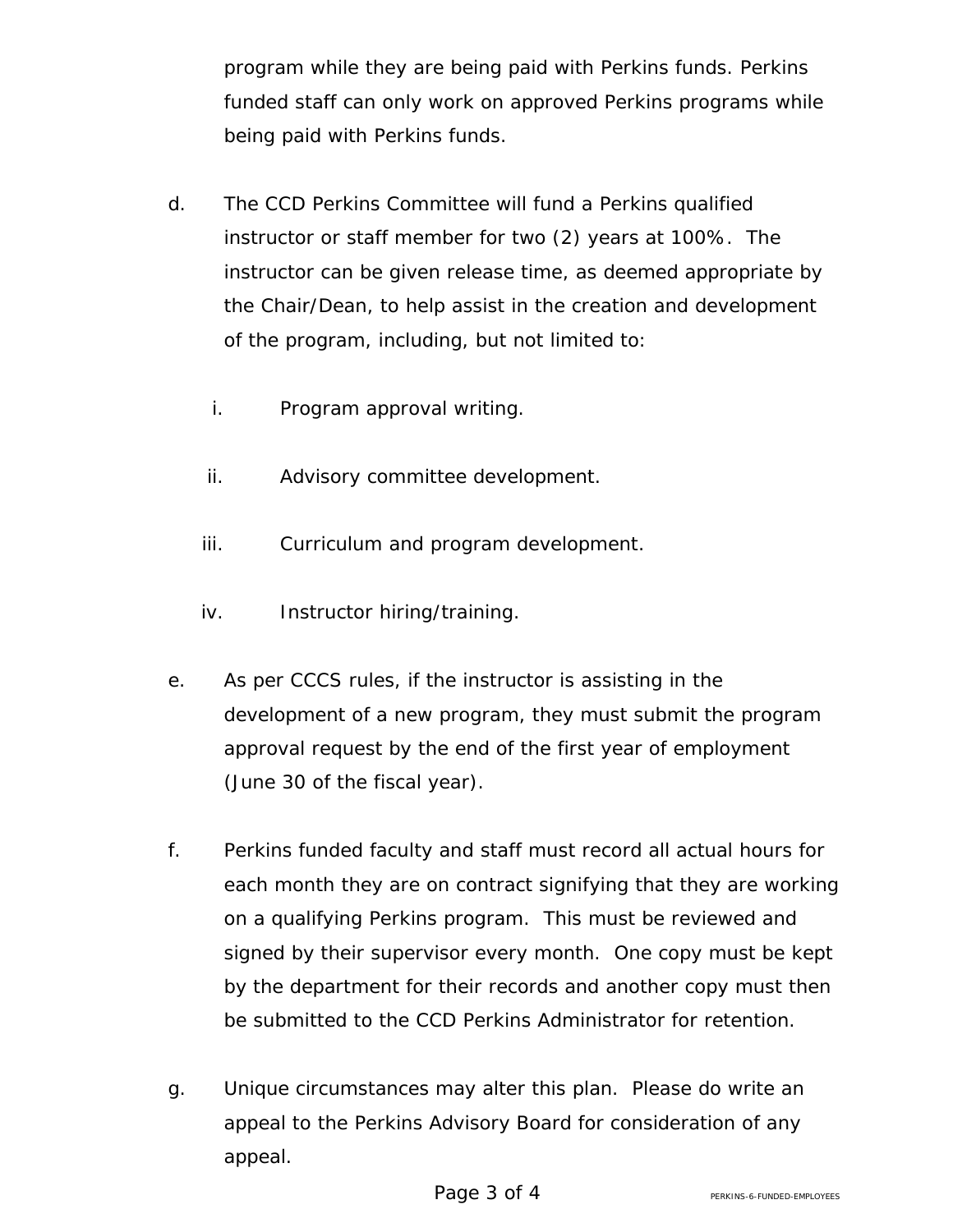program while they are being paid with Perkins funds. Perkins funded staff can only work on approved Perkins programs while being paid with Perkins funds.

d. The CCD Perkins Committee will fund a Perkins qualified instructor or staff member for two (2) years at 100%. The instructor can be given release time, as deemed appropriate by the Chair/Dean, to help assist in the creation and development of the program, including, but not limited to:

   i. Program approval writing.

   ii. Advisory committee development.

   iii. Curriculum and program development.

   iv. Instructor hiring/training.

e. As per CCCS rules, if the instructor is assisting in the development of a new program, they must submit the program approval request by the end of the first year of employment (June 30 of the fiscal year).

f. Perkins funded faculty and staff must record all actual hours for each month they are on contract signifying that they are working on a qualifying Perkins program. This must be reviewed and signed by their supervisor every month. One copy must be kept by the department for their records and another copy must then be submitted to the CCD Perkins Administrator for retention.

g. Unique circumstances may alter this plan. Please do write an appeal to the Perkins Advisory Board for consideration of any appeal.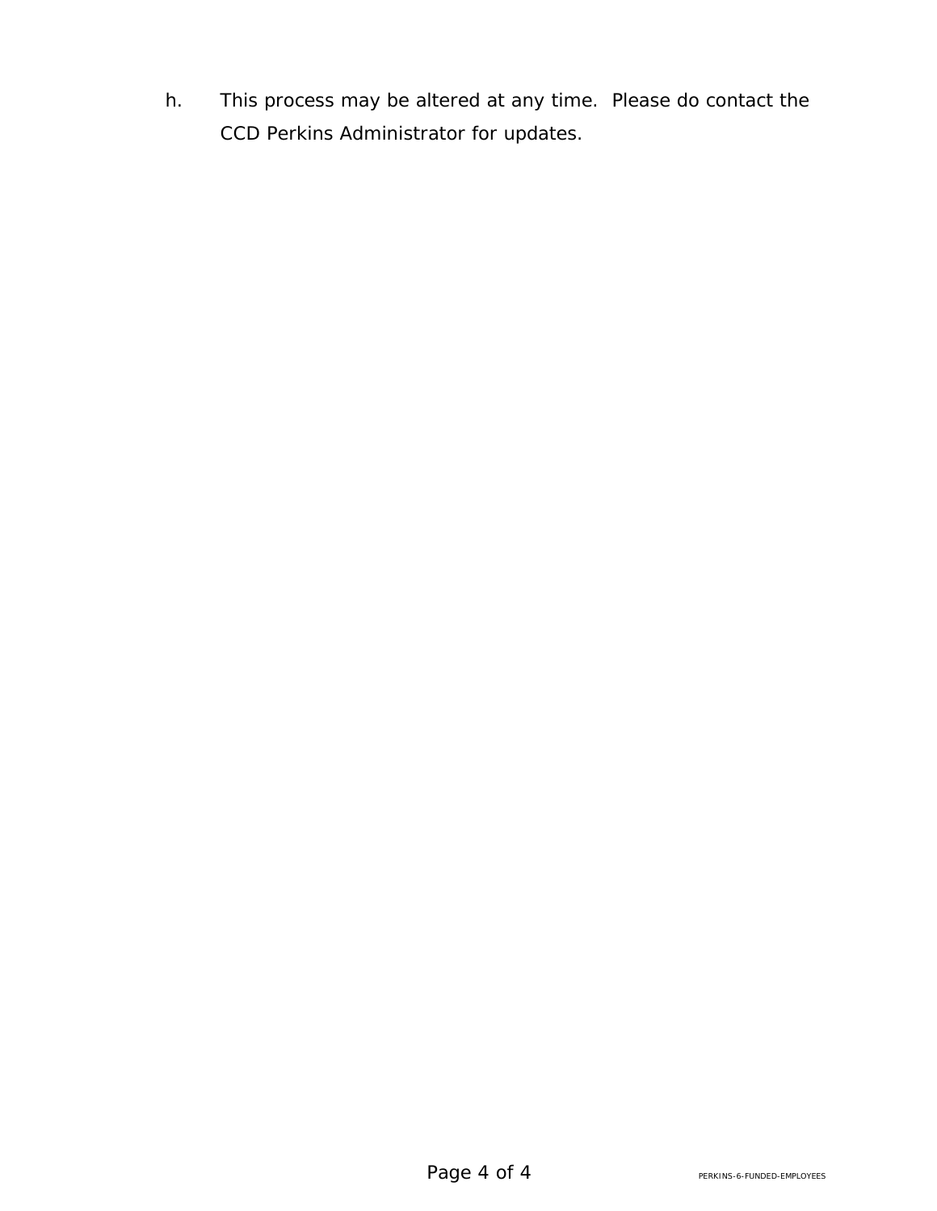h. This process may be altered at any time. Please do contact the CCD Perkins Administrator for updates.